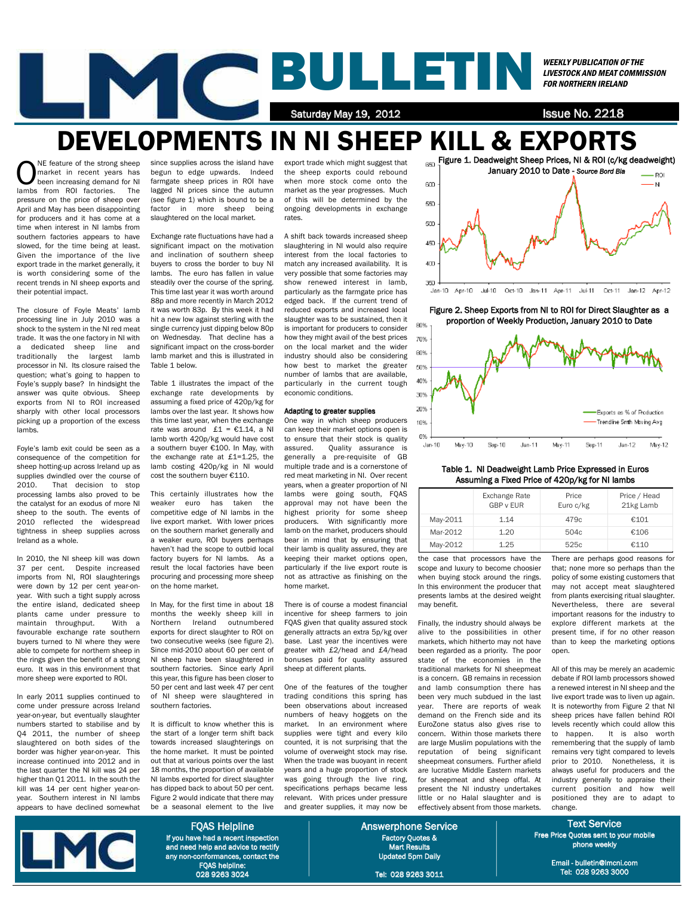# LMC BULLETIN

*WEEKLY PUBLICATION OF THE LIVESTOCK AND MEAT COMMISSION FOR NORTHERN IRELAND*

Saturday May 19, 2012 — Issue No. 2218

# DEVELOPMENTS IN NI SHEEP KILL & EXPORTS

ONE feature of the strong sheep market in recent years has been increasing demand for NI lambs from ROI factories. The pressure on the price of sheep over April and May has been disappointing for producers and it has come at a time when interest in NI lambs from southern factories appears to have slowed, for the time being at least. Given the importance of the live export trade in the market generally, it is worth considering some of the recent trends in NI sheep exports and their potential impact.

The closure of Foyle Meats' lamb processing line in July 2010 was a shock to the system in the NI red meat trade. It was the one factory in NI with a dedicated sheep line and traditionally the largest lamb processor in NI. Its closure raised the question; what's going to happen to Foyle's supply base? In hindsight the answer was quite obvious. Sheep exports from NI to ROI increased sharply with other local processors picking up a proportion of the excess lambs.

Foyle's lamb exit could be seen as a consequence of the competition for sheep hotting-up across Ireland up as supplies dwindled over the course of 2010. That decision to stop processing lambs also proved to be the catalyst for an exodus of more NI sheep to the south. The events of 2010 reflected the widespread tightness in sheep supplies across Ireland as a whole.

In 2010, the NI sheep kill was down 37 per cent. Despite increased imports from NI, ROI slaughterings were down by 12 per cent year-on-year. With such a tight supply across the entire island, dedicated sheep plants came under pressure to maintain throughput. With a favourable exchange rate southern buyers turned to NI where they were able to compete for northern sheep in the rings given the benefit of a strong euro. It was in this environment that more sheep were exported to ROI.

In early 2011 supplies continued to come under pressure across Ireland year-on-year, but eventually slaughter numbers started to stabilise and by Q4 2011, the number of sheep slaughtered on both sides of the border was higher year-on-year. This increase continued into 2012 and in the last quarter the NI kill was 24 per higher than Q1 2011. In the south the kill was 14 per cent higher year-on-year. Southern interest in NI lambs appears to have declined somewhat since supplies across the island have begun to edge upwards. Indeed farmgate sheep prices in ROI have lagged NI prices since the autumn (see figure 1) which is bound to be a factor in more sheep being slaughtered on the local market.

Exchange rate fluctuations have had a significant impact on the motivation and inclination of southern sheep buyers to cross the border to buy NI lambs. The euro has fallen in value steadily over the course of the spring. This time last year it was worth around 88p and more recently in March 2012 it was worth 83p. By this week it had hit a new low against sterling with the single currency just dipping below 80p on Wednesday. That decline has a significant impact on the cross-border lamb market and this is illustrated in Table 1 below.

Table 1 illustrates the impact of the exchange rate developments by assuming a fixed price of 420p/kg for lambs over the last year. It shows how this time last year, when the exchange rate was around £1 = €1.14, a NI lamb worth 420p/kg would have cost a southern buyer €100. In May, with the exchange rate at £1=1.25, the lamb costing 420p/kg in NI would cost the southern buyer €110.

This certainly illustrates how the weaker euro has taken the competitive edge of NI lambs in the live export market. With lower prices on the southern market generally and a weaker euro, ROI buyers perhaps haven't had the scope to outbid local factory buyers for NI lambs. As a result the local factories have been procuring and processing more sheep on the home market.

In May, for the first time in about 18 months the weekly sheep kill in Northern Ireland outnumbered exports for direct slaughter to ROI on two consecutive weeks (see figure 2). Since mid-2010 about 60 per cent of NI sheep have been slaughtered in southern factories. Since early April this year, this figure has been closer to 50 per cent and last week 47 per cent of NI sheep were slaughtered in southern factories.

It is difficult to know whether this is the start of a longer term shift back towards increased slaughterings on the home market. It must be pointed out that at various points over the last 18 months, the proportion of available NI lambs exported for direct slaughter has dipped back to about 50 per cent. Figure 2 would indicate that there may be a seasonal element to the live export trade which might suggest that the sheep exports could rebound when more stock come onto the market as the year progresses. Much of this will be determined by the ongoing developments in exchange rates.

A shift back towards increased sheep slaughtering in NI would also require interest from the local factories to match any increased availability. It is very possible that some factories may show renewed interest in lamb, particularly as the farmgate price has edged back. If the current trend of reduced exports and increased local slaughter was to be sustained, then it is important for producers to consider how they might avail of the best prices on the local market and the wider industry should also be considering how best to market the greater number of lambs that are available, particularly in the current tough economic conditions.

**Adapting to greater supplies**

One way in which sheep producers can keep their market options open is to ensure that their stock is quality assured. Quality assurance is generally a pre-requisite of GB multiple trade and is a cornerstone of red meat marketing in NI. Over recent years, when a greater proportion of NI lambs were going south, FQAS approval may not have been the highest priority for some sheep producers. With significantly more lamb on the market, producers should bear in mind that by ensuring that their lamb is quality assured, they are keeping their market options open, particularly if the live export route is not as attractive as finishing on the home market.

There is of course a modest financial incentive for sheep farmers to join FQAS given that quality assured stock generally attracts an extra 5p/kg over base. Last year the incentives were greater with £2/head and £4/head bonuses paid for quality assured sheep at different plants.

One of the features of the tougher trading conditions this spring has been observations about increased numbers of heavy hoggets on the market. In an environment where supplies were tight and every kilo counted, it is not surprising that the volume of overweight stock may rise. When the trade was buoyant in recent years and a huge proportion of stock was going through the live ring, specifications perhaps became less relevant. With prices under pressure and greater supplies, it may now be the case that processors have the scope and luxury to become choosier when buying stock around the rings. In this environment the producer that presents lambs at the desired weight may benefit.

Finally, the industry should always be alive to the possibilities in other markets, which hitherto may not have been regarded as a priority. The poor state of the economies in the traditional markets for NI sheepmeat is a concern. GB remains in recession and lamb consumption there has been very much subdued in the last year. There are reports of weak demand on the French side and its EuroZone status also gives rise to concern. Within those markets there are large Muslim populations with the reputation of being significant sheepmeat consumers. Further afield are lucrative Middle Eastern markets for sheepmeat and sheep offal. At present the NI industry undertakes little or no Halal slaughter and is effectively absent from those markets. There are perhaps good reasons for that; none more so perhaps than the policy of some existing customers that may not accept meat slaughtered from plants exercising ritual slaughter. Nevertheless, there are several important reasons for the industry to explore different markets at the present time, if for no other reason than to keep the marketing options open.

All of this may be merely an academic debate if ROI lamb processors showed a renewed interest in NI sheep and the live export trade was to liven up again. It is noteworthy from Figure 2 that NI sheep prices have fallen behind ROI levels recently which could allow this to happen. It is also worth remembering that the supply of lamb remains very tight compared to levels prior to 2010. Nonetheless, it is always useful for producers and the industry generally to appraise their current position and how well positioned they are to adapt to change.

Figure 1. Deadweight Sheep Prices, NI & ROI (c/kg deadweight) January 2010 to Date - *Source Bord Bia*

Figure 2. Sheep Exports from NI to ROI for Direct Slaughter as a proportion of Weekly Production, January 2010 to Date

Table 1. NI Deadweight Lamb Price Expressed in Euros Assuming a Fixed Price of 420p/kg for NI lambs

| | Exchange Rate GBP v EUR | Price Euro c/kg | Price / Head 21kg Lamb |
|---|---|---|---|
| May-2011 | 1.14 | 479c | €101 |
| Mar-2012 | 1.20 | 504c | €106 |
| May-2012 | 1.25 | 525c | €110 |

**FQAS Helpline**
If you have had a recent inspection and need help and advice to rectify any non-conformances, contact the FQAS helpline: 028 9263 3024

**Answerphone Service**
Factory Quotes & Mart Results
Updated 5pm Daily
Tel: 028 9263 3011

**Text Service**
Free Price Quotes sent to your mobile phone weekly
Email - bulletin@lmcni.com
Tel: 028 9263 3000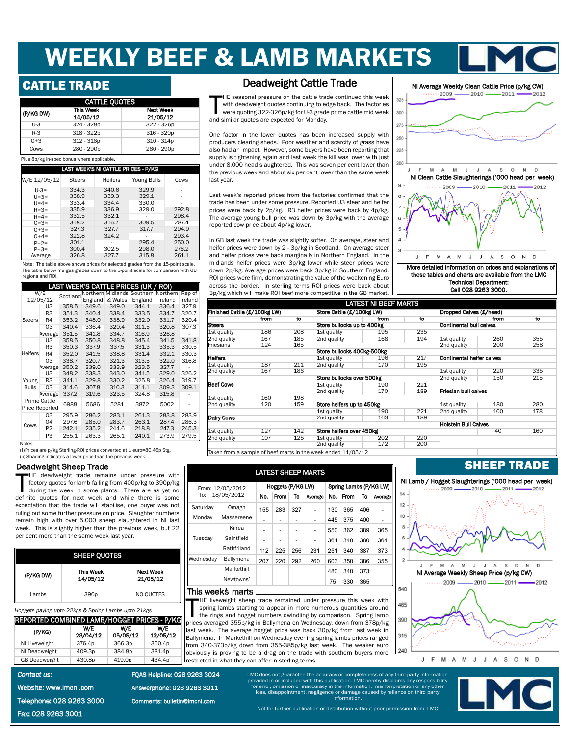# WEEKLY BEEF & LAMB MARKETS

## CATTLE TRADE

| CATTLE QUOTES | | |
|---|---|---|
| (P/KG DW) | This Week 14/05/12 | Next Week 21/05/12 |
| U-3 | 324 - 328p | 322 - 326p |
| R-3 | 318 - 322p | 316 - 320p |
| O+3 | 312 - 316p | 310 - 314p |
| Cows | 280 - 290p | 280 - 290p |

Plus 8p/kg in-spec bonus where applicable.

| LAST WEEK'S NI CATTLE PRICES - P/KG | | | | |
|---|---|---|---|---|
| W/E 12/05/12 | Steers | Heifers | Young Bulls | Cows |
| U-3= | 334.3 | 340.6 | 329.9 | - |
| U=3= | 338.9 | 339.3 | 329.1 | - |
| U=4= | 333.4 | 334.4 | 330.0 | - |
| R=3= | 335.9 | 336.9 | 329.0 | 292.8 |
| R=4= | 332.5 | 332.1 | - | 298.4 |
| O=3= | 318.2 | 316.7 | 309.5 | 287.4 |
| O+3= | 327.3 | 327.7 | 317.7 | 294.9 |
| O+4= | 322.8 | 324.2 | - | 293.4 |
| P+2= | 301.1 | - | 295.4 | 250.0 |
| P+3= | 300.4 | 302.5 | 298.0 | 276.2 |
| Average | 326.8 | 327.7 | 315.8 | 261.1 |

Note: The table above shows prices for selected grades from the 15-point scale. The table below merges grades down to the 5-point scale for comparison with GB regions and ROI.

| LAST WEEK'S CATTLE PRICES (UK / ROI) | | | | | | | |
|---|---|---|---|---|---|---|---|
| W/E 12/05/12 | | Scotland | Northern England | Midlands & Wales | Southern England | Northern Ireland | Rep of Ireland |
| Steers | U3 | 358.5 | 349.6 | 349.0 | 344.1 | 336.4 | 327.9 |
| | R3 | 351.3 | 340.4 | 338.4 | 333.5 | 334.7 | 320.7 |
| | R4 | 353.2 | 348.0 | 338.9 | 332.0 | 331.7 | 320.4 |
| | O3 | 340.4 | 336.4 | 320.4 | 311.5 | 320.8 | 307.3 |
| | Average | 351.5 | 341.8 | 334.7 | 316.9 | 326.8 | - |
| Heifers | U3 | 358.5 | 350.8 | 348.8 | 345.4 | 341.5 | 341.8 |
| | R3 | 350.3 | 337.9 | 337.5 | 331.3 | 335.3 | 330.5 |
| | R4 | 352.0 | 341.5 | 338.8 | 331.4 | 332.1 | 330.3 |
| | O3 | 338.7 | 320.7 | 321.3 | 313.5 | 322.0 | 316.8 |
| | Average | 350.2 | 339.0 | 333.9 | 323.5 | 327.7 | - |
| Young Bulls | U3 | 348.2 | 338.3 | 343.0 | 341.5 | 329.0 | 326.2 |
| | R3 | 341.1 | 329.8 | 330.2 | 325.8 | 326.4 | 319.7 |
| | O3 | 314.6 | 307.8 | 310.3 | 311.1 | 309.3 | 309.1 |
| | Average | 337.2 | 319.6 | 323.5 | 324.8 | 315.8 | - |
| Prime Cattle Price Reported | | 6988 | 5686 | 5281 | 3872 | 5002 | - |
| Cows | O3 | 295.9 | 286.2 | 283.1 | 261.3 | 283.8 | 283.9 |
| | O4 | 297.6 | 285.0 | 283.7 | 263.1 | 287.4 | 286.3 |
| | P2 | 242.1 | 235.2 | 244.6 | 218.8 | 247.3 | 245.3 |
| | P3 | 255.1 | 263.3 | 265.1 | 240.1 | 273.9 | 279.5 |

Notes:
(i)Prices are p/kg Sterling-ROI prices converted at 1 euro=80.46p Stg.
(ii) Shading indicates a lower price than the previous week.

## Deadweight Cattle Trade

THE seasonal pressure on the cattle trade continued this week with deadweight quotes continuing to edge back. The factories were quoting 322-326p/kg for U-3 grade prime cattle mid week and similar quotes are expected for Monday.

One factor in the lower quotes has been increased supply with producers clearing sheds. Poor weather and scarcity of grass have also had an impact. However, some buyers have been reporting that supply is tightening again and last week the kill was lower with just under 8,000 head slaughtered. This was seven per cent lower than the previous week and about six per cent lower than the same week last year.

Last week's reported prices from the factories confirmed that the trade has been under some pressure. Reported U3 steer and heifer prices were back by 2p/kg. R3 heifer prices were back by 4p/kg. The average young bull price was down by 3p/kg with the average reported cow price about 4p/kg lower.

In GB last week the trade was slightly softer. On average, steer and heifer prices were down by 2 - 3p/kg in Scotland. On average steer and heifer prices were back marginally in Northern England. In the midlands heifer prices were 3p/kg lower while steer prices were down 2p/kg. Average prices were back 3p/kg in Southern England. ROI prices were firm, demonstrating the value of the weakening Euro across the border. In sterling terms ROI prices were back about 3p/kg which will make ROI beef more competitive in the GB market.

NI Average Weekly Clean Cattle Price (p/kg CW)
2009 2010 2011 2012
325
300
275
250
225
200
J F M A M J J A S O N D

NI Clean Cattle Slaughterings ('000 head per week)
2009 2010 2011 2012
9
8
7
6
5
4
3
J F M A M J J A S O N D

More detailed information on prices and explanations of these tables and charts are available from the LMC Technical Department: Call 028 9263 3000.

| LATEST NI BEEF MARTS | | | | | | | | |
|---|---|---|---|---|---|---|---|---|
| Finished Cattle (£/100kg LW) | from | to | Store Cattle (£/100kg LW) | from | to | Dropped Calves (£/head) | from | to |
| Steers | | | Store bullocks up to 400kg | | | Continental bull calves | | |
| 1st quality | 186 | 208 | 1st quality | 195 | 235 | | | |
| 2nd quality | 167 | 185 | 2nd quality | 168 | 194 | 1st quality | 260 | 355 |
| Friesians | 124 | 165 | | | | 2nd quality | 200 | 258 |
| | | | Store bullocks 400kg-500kg | | | | | |
| Heifers | | | 1st quality | 196 | 217 | Continental heifer calves | | |
| 1st quality | 187 | 211 | 2nd quality | 170 | 195 | | | |
| 2nd quality | 167 | 186 | | | | 1st quality | 220 | 335 |
| | | | Store bullocks over 500kg | | | 2nd quality | 150 | 215 |
| Beef Cows | | | 1st quality | 190 | 221 | | | |
| | | | 2nd quality | 170 | 189 | Friesian bull calves | | |
| 1st quality | 160 | 198 | | | | | | |
| 2nd quality | 120 | 159 | Store heifers up to 450kg | | | 1st quality | 180 | 280 |
| | | | 1st quality | 190 | 221 | 2nd quality | 100 | 178 |
| Dairy Cows | | | 2nd quality | 163 | 189 | | | |
| | | | | | | Holstein Bull Calves | | |
| 1st quality | 127 | 142 | Store heifers over 450kg | | | | 40 | 160 |
| 2nd quality | 107 | 125 | 1st quality | 202 | 220 | | | |
| | | | 2nd quality | 172 | 200 | | | |

Taken from a sample of beef marts in the week ended 11/05/12

## SHEEP TRADE

## Deadweight Sheep Trade

THE deadweight trade remains under pressure with factory quotes for lamb falling from 400p/kg to 390p/kg during the week in some plants. There are as yet no definite quotes for next week and while there is some expectation that the trade will stabilise, one buyer was not ruling out some further pressure on price. Slaughter numbers remain high with over 5,000 sheep slaughtered in NI last week. This is slightly higher than the previous week, but 22 per cent more than the same week last year.

| SHEEP QUOTES | | |
|---|---|---|
| (P/KG DW) | This Week 14/05/12 | Next Week 21/05/12 |
| Lambs | 390p | NO QUOTES |

*Hoggets paying upto 22kgs & Spring Lambs upto 21kgs*

| REPORTED COMBINED LAMB/HOGGET PRICES - P/KG | | | |
|---|---|---|---|
| (P/KG) | W/E 28/04/12 | W/E 05/05/12 | W/E 12/05/12 |
| NI Liveweight | 376.4p | 366.3p | 360.4p |
| NI Deadweight | 409.3p | 384.8p | 381.4p |
| GB Deadweight | 430.8p | 419.0p | 434.4p |

| LATEST SHEEP MARTS | | | | | | | | | | |
|---|---|---|---|---|---|---|---|---|---|---|
| From: 12/05/2012 To: 18/05/2012 | | Hoggets (P/KG LW) | | | | Spring Lambs (P/KG LW) | | | | |
| | | No. | From | To | Average | No. | From | To | Average | |
| Saturday | Omagh | 155 | 283 | 327 | - | 130 | 365 | 406 | - | |
| Monday | Massereene | - | - | - | - | 445 | 375 | 400 | - | |
| | Kilrea | - | - | - | - | 550 | 362 | 389 | 365 | |
| Tuesday | Saintfield | - | - | - | - | 361 | 340 | 380 | 364 | |
| | Rathfriland | 112 | 225 | 256 | 231 | 251 | 340 | 387 | 373 | |
| Wednesday | Ballymena | 207 | 220 | 292 | 260 | 603 | 350 | 386 | 355 | |
| | Markethill | | | | | 480 | 340 | 373 | | |
| | Newtowns' | | | | | 75 | 330 | 365 | | |

## This week's marts

THE liveweight sheep trade remained under pressure this week with spring lambs starting to appear in more numerous quantities around the rings and hogget numbers dwindling by comparison. Spring lamb prices averaged 355p/kg in Ballymena on Wednesday, down from 378p/kg last week. The average hogget price was back 30p/kg from last week in Ballymena. In Markethill on Wednesday evening spring lambs prices ranged from 340-373p/kg down from 355-385p/kg last week. The weaker euro obviously is proving to be a drag on the trade with southern buyers more restricted in what they can offer in sterling terms.

NI Lamb / Hogget Slaughterings ('000 head per week)
2009 2010 2011 2012
14
12
10
8
6
4
2
J F M A M J J A S O N D

NI Average Weekly Sheep Price (p/kg CW)
2009 2010 2011 2012
540
465
390
315
240
J F M A M J J A S O N D

*Contact us:*
Website: www.lmcni.com
Telephone: 028 9263 3000
Fax: 028 9263 3001

FQAS Helpline: 028 9263 3024
Answerphone: 028 9263 3011
Comments: bulletin@lmcni.com

LMC does not guarantee the accuracy or completeness of any third party information provided in or included with this publication. LMC hereby disclaims any responsibility for error, omission or inaccuracy in the information, misinterpretation or any other loss, disappointment, negligence or damage caused by reliance on third party information.

Not for further publication or distribution without prior permission from LMC